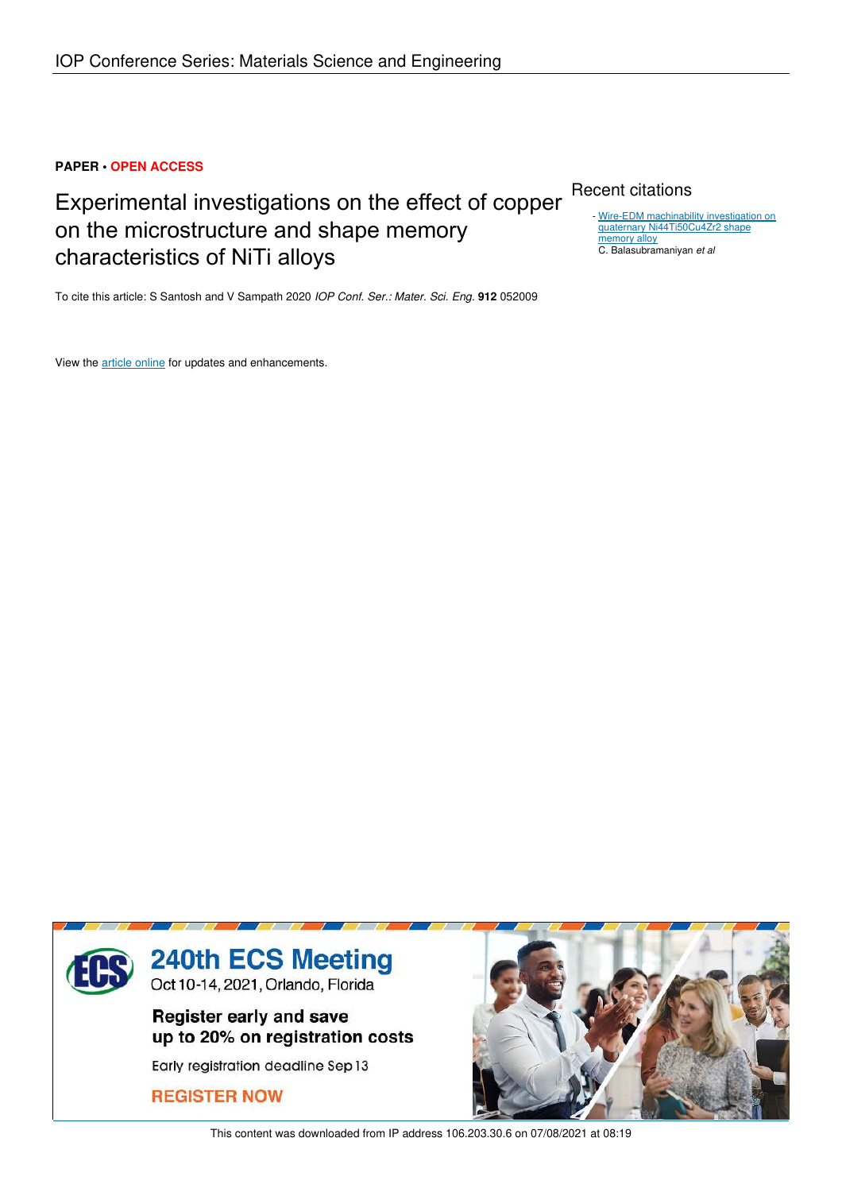**PAPER • OPEN ACCESS**

# Experimental investigations on the effect of copper on the microstructure and shape memory characteristics of NiTi alloys

To cite this article: S Santosh and V Sampath 2020 *IOP Conf. Ser.: Mater. Sci. Eng.* **912** 052009

View the article online for updates and enhancements.

## Recent citations

- Wire-EDM machinability investigation on quaternary Ni44Ti50Cu4Zr2 shape memory alloy
  C. Balasubramaniyan *et al*

**240th ECS Meeting**
Oct 10-14, 2021, Orlando, Florida

**Register early and save up to 20% on registration costs**

Early registration deadline Sep 13

**REGISTER NOW**

This content was downloaded from IP address 106.203.30.6 on 07/08/2021 at 08:19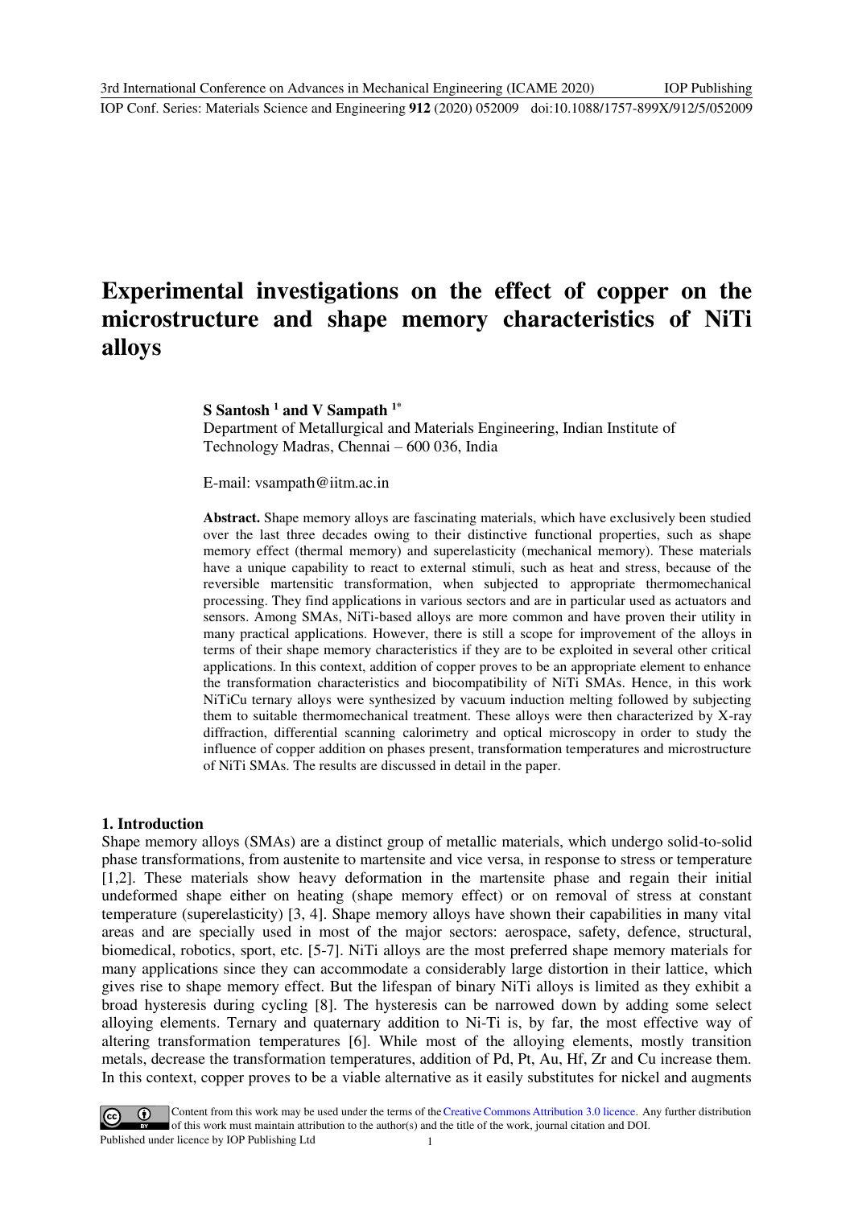# Experimental investigations on the effect of copper on the microstructure and shape memory characteristics of NiTi alloys

**S Santosh [1] and V Sampath [1*]**

Department of Metallurgical and Materials Engineering, Indian Institute of Technology Madras, Chennai – 600 036, India

E-mail: vsampath@iitm.ac.in

**Abstract.** Shape memory alloys are fascinating materials, which have exclusively been studied over the last three decades owing to their distinctive functional properties, such as shape memory effect (thermal memory) and superelasticity (mechanical memory). These materials have a unique capability to react to external stimuli, such as heat and stress, because of the reversible martensitic transformation, when subjected to appropriate thermomechanical processing. They find applications in various sectors and are in particular used as actuators and sensors. Among SMAs, NiTi-based alloys are more common and have proven their utility in many practical applications. However, there is still a scope for improvement of the alloys in terms of their shape memory characteristics if they are to be exploited in several other critical applications. In this context, addition of copper proves to be an appropriate element to enhance the transformation characteristics and biocompatibility of NiTi SMAs. Hence, in this work NiTiCu ternary alloys were synthesized by vacuum induction melting followed by subjecting them to suitable thermomechanical treatment. These alloys were then characterized by X-ray diffraction, differential scanning calorimetry and optical microscopy in order to study the influence of copper addition on phases present, transformation temperatures and microstructure of NiTi SMAs. The results are discussed in detail in the paper.

## 1. Introduction

Shape memory alloys (SMAs) are a distinct group of metallic materials, which undergo solid-to-solid phase transformations, from austenite to martensite and vice versa, in response to stress or temperature [1,2]. These materials show heavy deformation in the martensite phase and regain their initial undeformed shape either on heating (shape memory effect) or on removal of stress at constant temperature (superelasticity) [3, 4]. Shape memory alloys have shown their capabilities in many vital areas and are specially used in most of the major sectors: aerospace, safety, defence, structural, biomedical, robotics, sport, etc. [5-7]. NiTi alloys are the most preferred shape memory materials for many applications since they can accommodate a considerably large distortion in their lattice, which gives rise to shape memory effect. But the lifespan of binary NiTi alloys is limited as they exhibit a broad hysteresis during cycling [8]. The hysteresis can be narrowed down by adding some select alloying elements. Ternary and quaternary addition to Ni-Ti is, by far, the most effective way of altering transformation temperatures [6]. While most of the alloying elements, mostly transition metals, decrease the transformation temperatures, addition of Pd, Pt, Au, Hf, Zr and Cu increase them. In this context, copper proves to be a viable alternative as it easily substitutes for nickel and augments

Content from this work may be used under the terms of the Creative Commons Attribution 3.0 licence. Any further distribution of this work must maintain attribution to the author(s) and the title of the work, journal citation and DOI.
Published under licence by IOP Publishing Ltd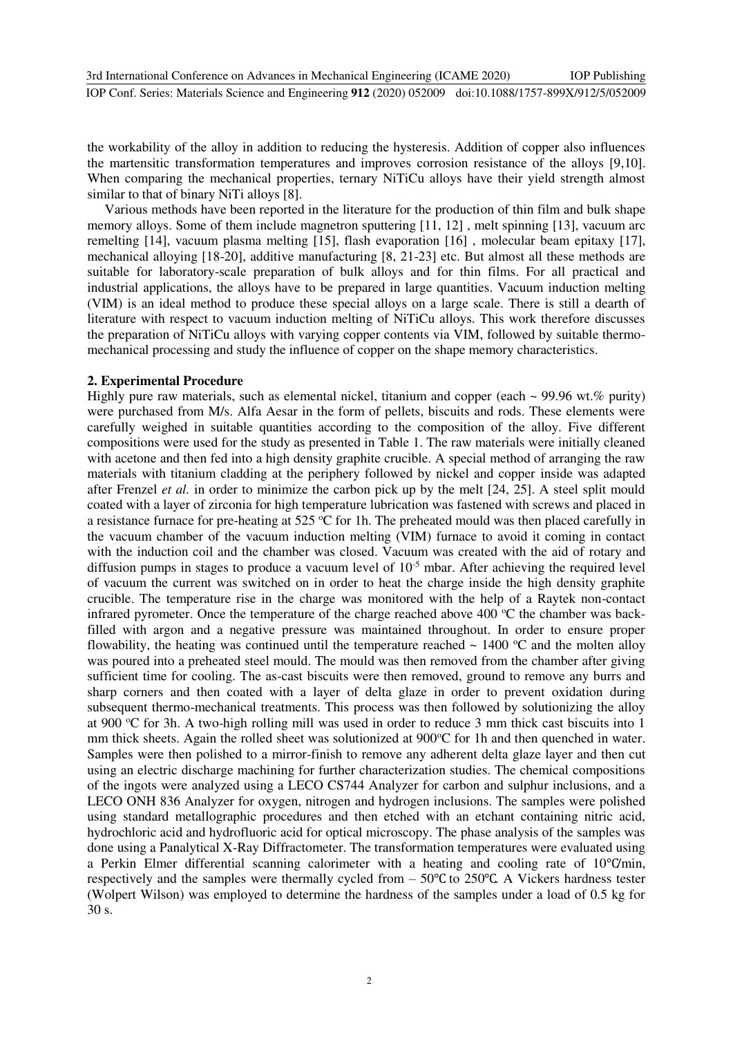the workability of the alloy in addition to reducing the hysteresis. Addition of copper also influences the martensitic transformation temperatures and improves corrosion resistance of the alloys [9,10]. When comparing the mechanical properties, ternary NiTiCu alloys have their yield strength almost similar to that of binary NiTi alloys [8].

Various methods have been reported in the literature for the production of thin film and bulk shape memory alloys. Some of them include magnetron sputtering [11, 12] , melt spinning [13], vacuum arc remelting [14], vacuum plasma melting [15], flash evaporation [16] , molecular beam epitaxy [17], mechanical alloying [18-20], additive manufacturing [8, 21-23] etc. But almost all these methods are suitable for laboratory-scale preparation of bulk alloys and for thin films. For all practical and industrial applications, the alloys have to be prepared in large quantities. Vacuum induction melting (VIM) is an ideal method to produce these special alloys on a large scale. There is still a dearth of literature with respect to vacuum induction melting of NiTiCu alloys. This work therefore discusses the preparation of NiTiCu alloys with varying copper contents via VIM, followed by suitable thermo-mechanical processing and study the influence of copper on the shape memory characteristics.

## 2. Experimental Procedure

Highly pure raw materials, such as elemental nickel, titanium and copper (each ~ 99.96 wt.% purity) were purchased from M/s. Alfa Aesar in the form of pellets, biscuits and rods. These elements were carefully weighed in suitable quantities according to the composition of the alloy. Five different compositions were used for the study as presented in Table 1. The raw materials were initially cleaned with acetone and then fed into a high density graphite crucible. A special method of arranging the raw materials with titanium cladding at the periphery followed by nickel and copper inside was adapted after Frenzel *et al.* in order to minimize the carbon pick up by the melt [24, 25]. A steel split mould coated with a layer of zirconia for high temperature lubrication was fastened with screws and placed in a resistance furnace for pre-heating at 525 °C for 1h. The preheated mould was then placed carefully in the vacuum chamber of the vacuum induction melting (VIM) furnace to avoid it coming in contact with the induction coil and the chamber was closed. Vacuum was created with the aid of rotary and diffusion pumps in stages to produce a vacuum level of $10^{-5}$ mbar. After achieving the required level of vacuum the current was switched on in order to heat the charge inside the high density graphite crucible. The temperature rise in the charge was monitored with the help of a Raytek non-contact infrared pyrometer. Once the temperature of the charge reached above 400 °C the chamber was back-filled with argon and a negative pressure was maintained throughout. In order to ensure proper flowability, the heating was continued until the temperature reached ~ 1400 °C and the molten alloy was poured into a preheated steel mould. The mould was then removed from the chamber after giving sufficient time for cooling. The as-cast biscuits were then removed, ground to remove any burrs and sharp corners and then coated with a layer of delta glaze in order to prevent oxidation during subsequent thermo-mechanical treatments. This process was then followed by solutionizing the alloy at 900 °C for 3h. A two-high rolling mill was used in order to reduce 3 mm thick cast biscuits into 1 mm thick sheets. Again the rolled sheet was solutionized at 900°C for 1h and then quenched in water. Samples were then polished to a mirror-finish to remove any adherent delta glaze layer and then cut using an electric discharge machining for further characterization studies. The chemical compositions of the ingots were analyzed using a LECO CS744 Analyzer for carbon and sulphur inclusions, and a LECO ONH 836 Analyzer for oxygen, nitrogen and hydrogen inclusions. The samples were polished using standard metallographic procedures and then etched with an etchant containing nitric acid, hydrochloric acid and hydrofluoric acid for optical microscopy. The phase analysis of the samples was done using a Panalytical X-Ray Diffractometer. The transformation temperatures were evaluated using a Perkin Elmer differential scanning calorimeter with a heating and cooling rate of 10°C/min, respectively and the samples were thermally cycled from – 50°C to 250°C. A Vickers hardness tester (Wolpert Wilson) was employed to determine the hardness of the samples under a load of 0.5 kg for 30 s.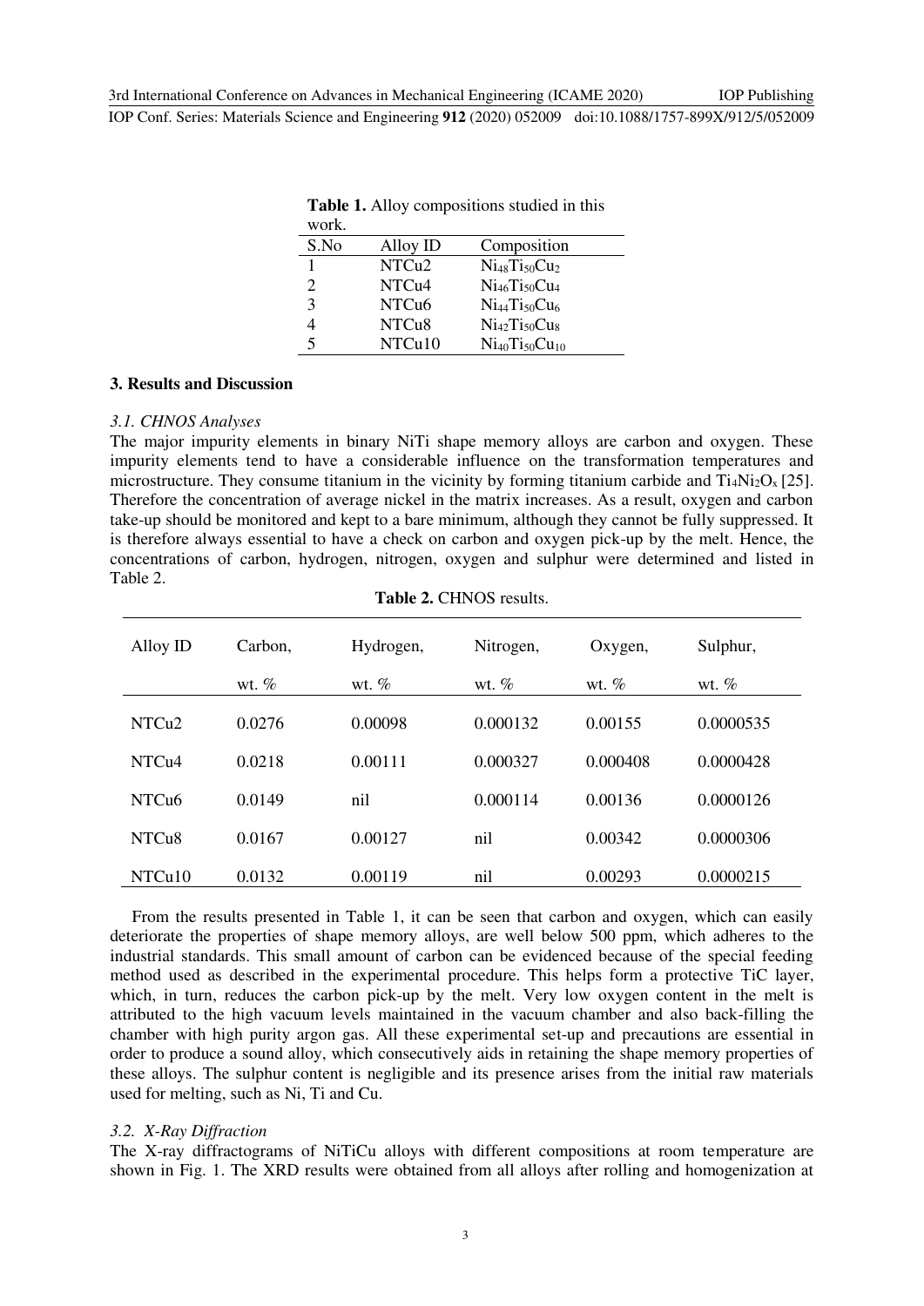**Table 1.** Alloy compositions studied in this work.

| S.No | Alloy ID | Composition |
|---|---|---|
| 1 | NTCu2 | $Ni_{48}Ti_{50}Cu_2$ |
| 2 | NTCu4 | $Ni_{46}Ti_{50}Cu_4$ |
| 3 | NTCu6 | $Ni_{44}Ti_{50}Cu_6$ |
| 4 | NTCu8 | $Ni_{42}Ti_{50}Cu_8$ |
| 5 | NTCu10 | $Ni_{40}Ti_{50}Cu_{10}$ |

## 3. Results and Discussion

### 3.1. CHNOS Analyses

The major impurity elements in binary NiTi shape memory alloys are carbon and oxygen. These impurity elements tend to have a considerable influence on the transformation temperatures and microstructure. They consume titanium in the vicinity by forming titanium carbide and $Ti_4Ni_2O_x$ [25]. Therefore the concentration of average nickel in the matrix increases. As a result, oxygen and carbon take-up should be monitored and kept to a bare minimum, although they cannot be fully suppressed. It is therefore always essential to have a check on carbon and oxygen pick-up by the melt. Hence, the concentrations of carbon, hydrogen, nitrogen, oxygen and sulphur were determined and listed in Table 2.

**Table 2.** CHNOS results.

| Alloy ID | Carbon, wt. % | Hydrogen, wt. % | Nitrogen, wt. % | Oxygen, wt. % | Sulphur, wt. % |
|---|---|---|---|---|---|
| NTCu2 | 0.0276 | 0.00098 | 0.000132 | 0.00155 | 0.0000535 |
| NTCu4 | 0.0218 | 0.00111 | 0.000327 | 0.000408 | 0.0000428 |
| NTCu6 | 0.0149 | nil | 0.000114 | 0.00136 | 0.0000126 |
| NTCu8 | 0.0167 | 0.00127 | nil | 0.00342 | 0.0000306 |
| NTCu10 | 0.0132 | 0.00119 | nil | 0.00293 | 0.0000215 |

From the results presented in Table 1, it can be seen that carbon and oxygen, which can easily deteriorate the properties of shape memory alloys, are well below 500 ppm, which adheres to the industrial standards. This small amount of carbon can be evidenced because of the special feeding method used as described in the experimental procedure. This helps form a protective TiC layer, which, in turn, reduces the carbon pick-up by the melt. Very low oxygen content in the melt is attributed to the high vacuum levels maintained in the vacuum chamber and also back-filling the chamber with high purity argon gas. All these experimental set-up and precautions are essential in order to produce a sound alloy, which consecutively aids in retaining the shape memory properties of these alloys. The sulphur content is negligible and its presence arises from the initial raw materials used for melting, such as Ni, Ti and Cu.

### 3.2. X-Ray Diffraction

The X-ray diffractograms of NiTiCu alloys with different compositions at room temperature are shown in Fig. 1. The XRD results were obtained from all alloys after rolling and homogenization at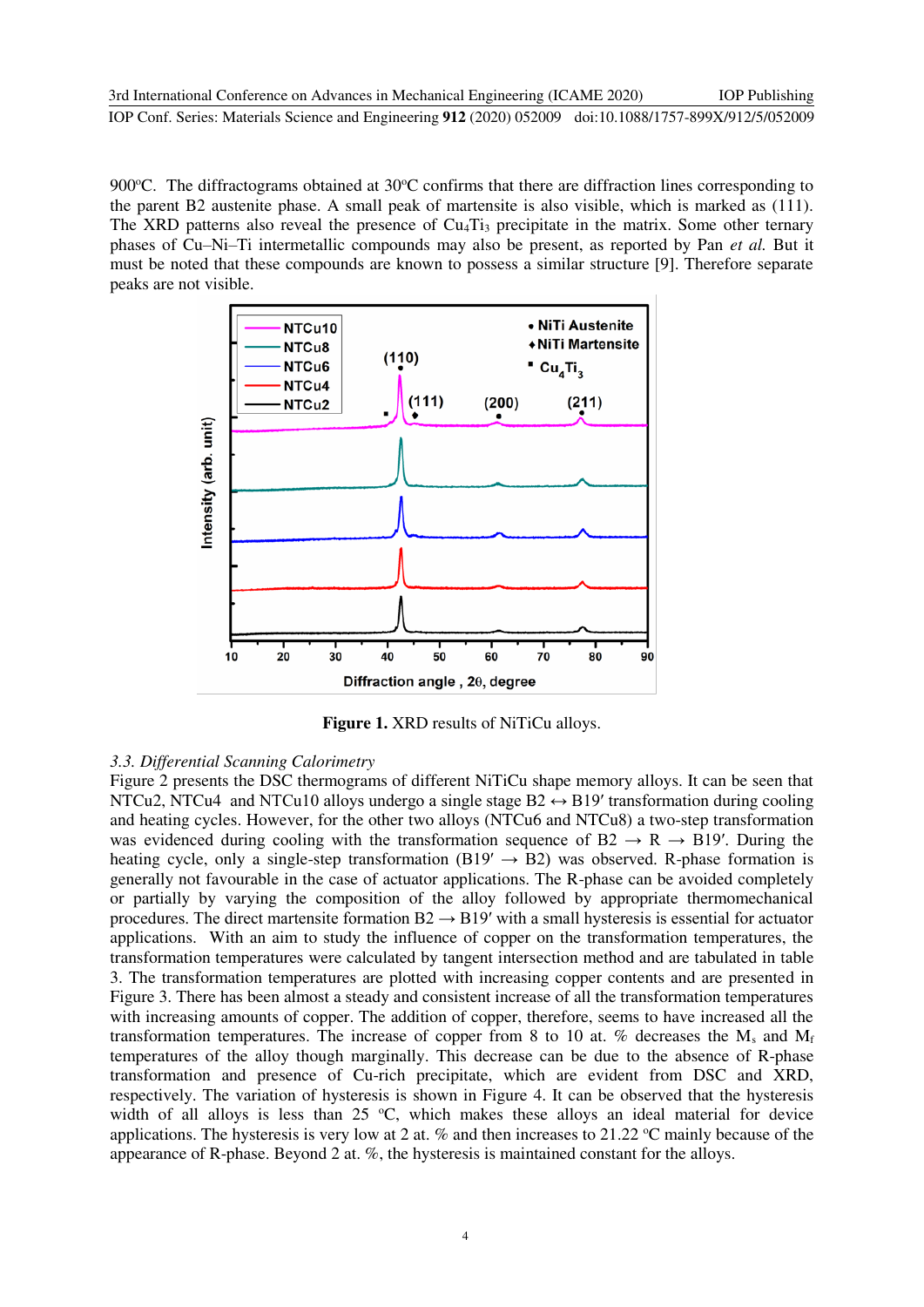900°C. The diffractograms obtained at 30°C confirms that there are diffraction lines corresponding to the parent B2 austenite phase. A small peak of martensite is also visible, which is marked as (111). The XRD patterns also reveal the presence of $Cu_4Ti_3$ precipitate in the matrix. Some other ternary phases of Cu–Ni–Ti intermetallic compounds may also be present, as reported by Pan *et al.* But it must be noted that these compounds are known to possess a similar structure [9]. Therefore separate peaks are not visible.

**Figure 1.** XRD results of NiTiCu alloys.

### *3.3. Differential Scanning Calorimetry*

Figure 2 presents the DSC thermograms of different NiTiCu shape memory alloys. It can be seen that NTCu2, NTCu4 and NTCu10 alloys undergo a single stage B2 ↔ B19′ transformation during cooling and heating cycles. However, for the other two alloys (NTCu6 and NTCu8) a two-step transformation was evidenced during cooling with the transformation sequence of B2 → R → B19′. During the heating cycle, only a single-step transformation (B19′ → B2) was observed. R-phase formation is generally not favourable in the case of actuator applications. The R-phase can be avoided completely or partially by varying the composition of the alloy followed by appropriate thermomechanical procedures. The direct martensite formation B2 → B19′ with a small hysteresis is essential for actuator applications. With an aim to study the influence of copper on the transformation temperatures, the transformation temperatures were calculated by tangent intersection method and are tabulated in table 3. The transformation temperatures are plotted with increasing copper contents and are presented in Figure 3. There has been almost a steady and consistent increase of all the transformation temperatures with increasing amounts of copper. The addition of copper, therefore, seems to have increased all the transformation temperatures. The increase of copper from 8 to 10 at. % decreases the $M_s$ and $M_f$ temperatures of the alloy though marginally. This decrease can be due to the absence of R-phase transformation and presence of Cu-rich precipitate, which are evident from DSC and XRD, respectively. The variation of hysteresis is shown in Figure 4. It can be observed that the hysteresis width of all alloys is less than 25 °C, which makes these alloys an ideal material for device applications. The hysteresis is very low at 2 at. % and then increases to 21.22 °C mainly because of the appearance of R-phase. Beyond 2 at. %, the hysteresis is maintained constant for the alloys.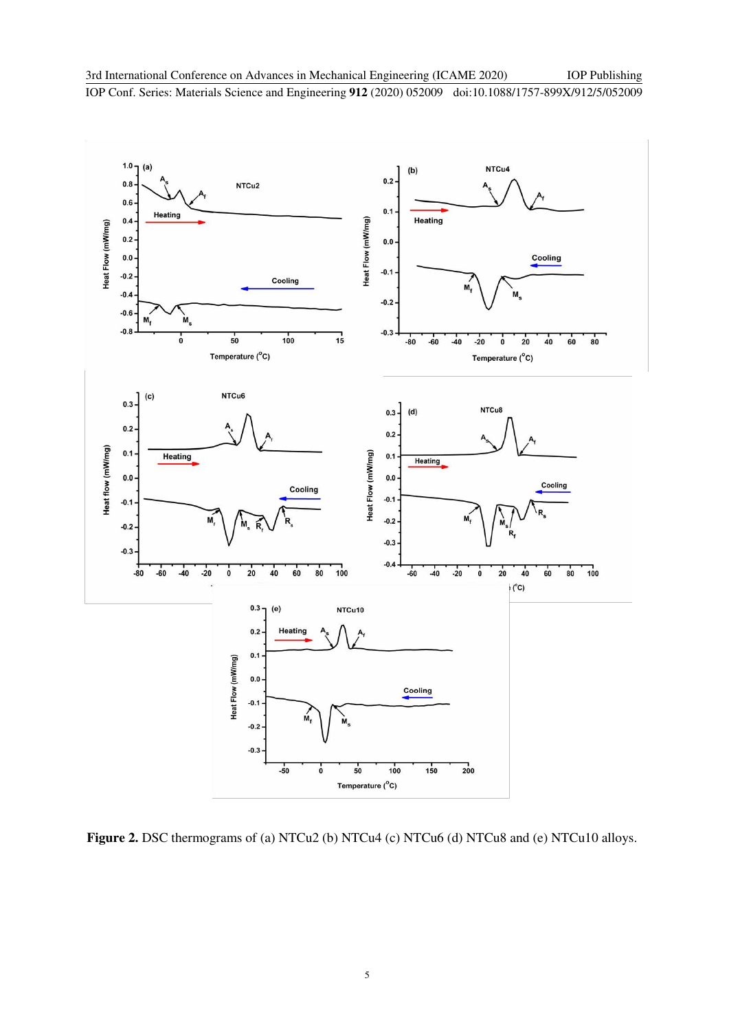**Figure 2.** DSC thermograms of (a) NTCu2 (b) NTCu4 (c) NTCu6 (d) NTCu8 and (e) NTCu10 alloys.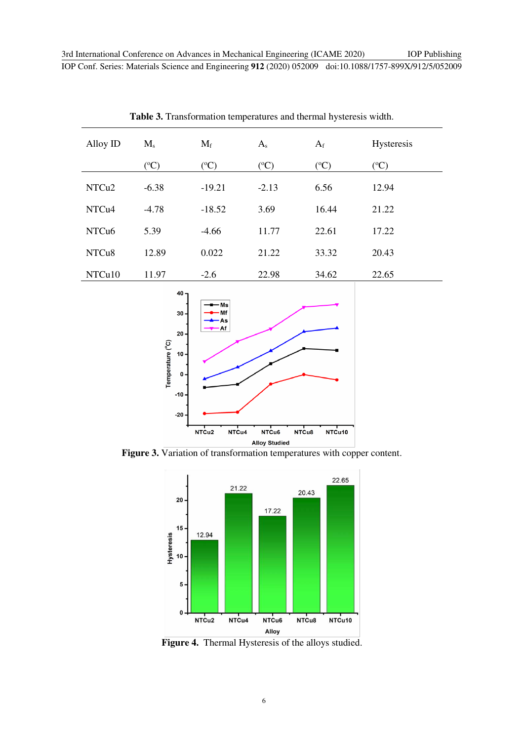**Table 3.** Transformation temperatures and thermal hysteresis width.

| Alloy ID | $M_s$ (°C) | $M_f$ (°C) | $A_s$ (°C) | $A_f$ (°C) | Hysteresis (°C) |
|---|---|---|---|---|---|
| NTCu2 | -6.38 | -19.21 | -2.13 | 6.56 | 12.94 |
| NTCu4 | -4.78 | -18.52 | 3.69 | 16.44 | 21.22 |
| NTCu6 | 5.39 | -4.66 | 11.77 | 22.61 | 17.22 |
| NTCu8 | 12.89 | 0.022 | 21.22 | 33.32 | 20.43 |
| NTCu10 | 11.97 | -2.6 | 22.98 | 34.62 | 22.65 |

**Figure 3.** Variation of transformation temperatures with copper content.

**Figure 4.** Thermal Hysteresis of the alloys studied.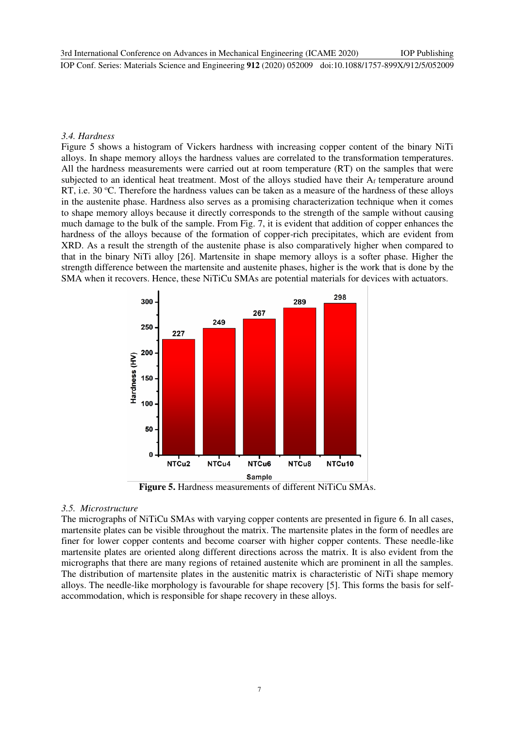### *3.4. Hardness*

Figure 5 shows a histogram of Vickers hardness with increasing copper content of the binary NiTi alloys. In shape memory alloys the hardness values are correlated to the transformation temperatures. All the hardness measurements were carried out at room temperature (RT) on the samples that were subjected to an identical heat treatment. Most of the alloys studied have their $A_f$ temperature around RT, i.e. 30 °C. Therefore the hardness values can be taken as a measure of the hardness of these alloys in the austenite phase. Hardness also serves as a promising characterization technique when it comes to shape memory alloys because it directly corresponds to the strength of the sample without causing much damage to the bulk of the sample. From Fig. 7, it is evident that addition of copper enhances the hardness of the alloys because of the formation of copper-rich precipitates, which are evident from XRD. As a result the strength of the austenite phase is also comparatively higher when compared to that in the binary NiTi alloy [26]. Martensite in shape memory alloys is a softer phase. Higher the strength difference between the martensite and austenite phases, higher is the work that is done by the SMA when it recovers. Hence, these NiTiCu SMAs are potential materials for devices with actuators.

**Figure 5.** Hardness measurements of different NiTiCu SMAs.

### *3.5. Microstructure*

The micrographs of NiTiCu SMAs with varying copper contents are presented in figure 6. In all cases, martensite plates can be visible throughout the matrix. The martensite plates in the form of needles are finer for lower copper contents and become coarser with higher copper contents. These needle-like martensite plates are oriented along different directions across the matrix. It is also evident from the micrographs that there are many regions of retained austenite which are prominent in all the samples. The distribution of martensite plates in the austenitic matrix is characteristic of NiTi shape memory alloys. The needle-like morphology is favourable for shape recovery [5]. This forms the basis for self-accommodation, which is responsible for shape recovery in these alloys.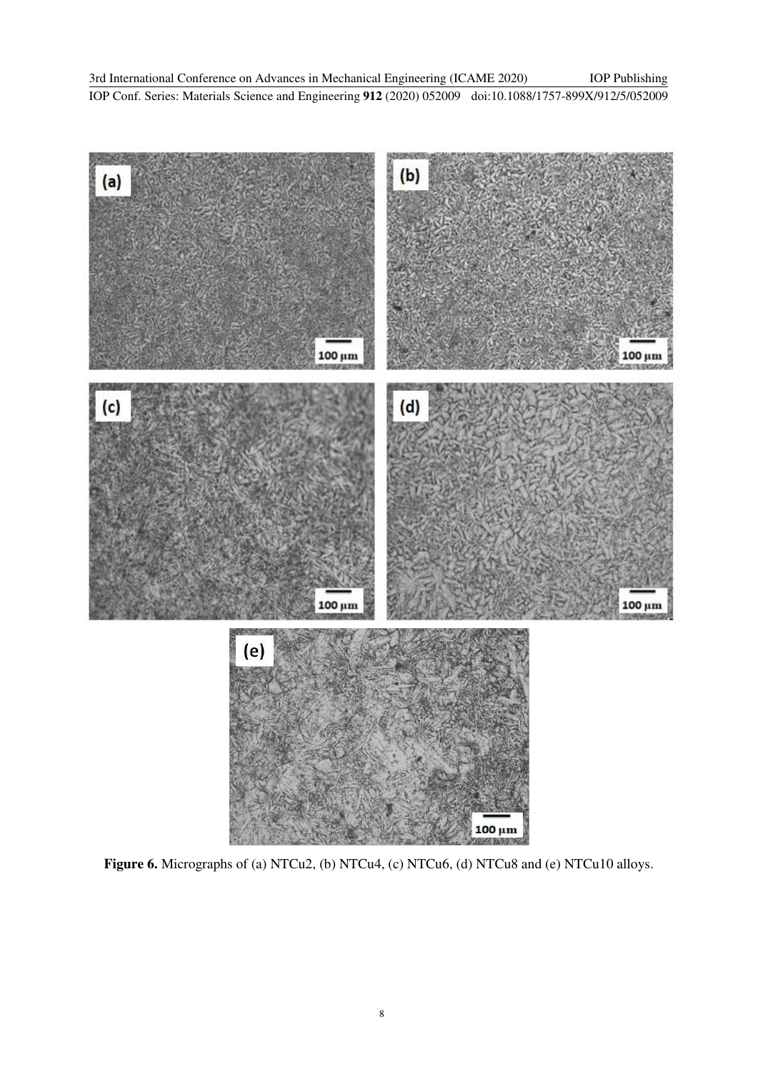**Figure 6.** Micrographs of (a) NTCu2, (b) NTCu4, (c) NTCu6, (d) NTCu8 and (e) NTCu10 alloys.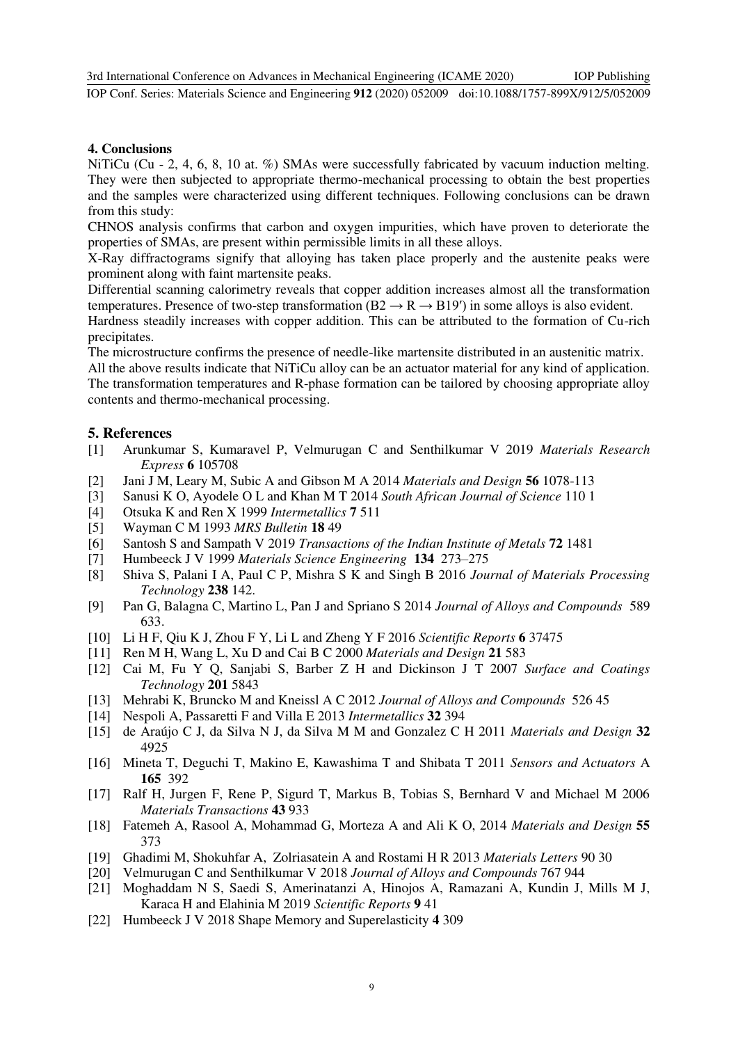## 4. Conclusions

NiTiCu (Cu - 2, 4, 6, 8, 10 at. %) SMAs were successfully fabricated by vacuum induction melting. They were then subjected to appropriate thermo-mechanical processing to obtain the best properties and the samples were characterized using different techniques. Following conclusions can be drawn from this study:

CHNOS analysis confirms that carbon and oxygen impurities, which have proven to deteriorate the properties of SMAs, are present within permissible limits in all these alloys.

X-Ray diffractograms signify that alloying has taken place properly and the austenite peaks were prominent along with faint martensite peaks.

Differential scanning calorimetry reveals that copper addition increases almost all the transformation temperatures. Presence of two-step transformation (B2 → R → B19′) in some alloys is also evident.

Hardness steadily increases with copper addition. This can be attributed to the formation of Cu-rich precipitates.

The microstructure confirms the presence of needle-like martensite distributed in an austenitic matrix.

All the above results indicate that NiTiCu alloy can be an actuator material for any kind of application. The transformation temperatures and R-phase formation can be tailored by choosing appropriate alloy contents and thermo-mechanical processing.

## 5. References

[1] Arunkumar S, Kumaravel P, Velmurugan C and Senthilkumar V 2019 *Materials Research Express* **6** 105708

[2] Jani J M, Leary M, Subic A and Gibson M A 2014 *Materials and Design* **56** 1078-113

[3] Sanusi K O, Ayodele O L and Khan M T 2014 *South African Journal of Science* 110 1

[4] Otsuka K and Ren X 1999 *Intermetallics* **7** 511

[5] Wayman C M 1993 *MRS Bulletin* **18** 49

[6] Santosh S and Sampath V 2019 *Transactions of the Indian Institute of Metals* **72** 1481

[7] Humbeeck J V 1999 *Materials Science Engineering* **134** 273–275

[8] Shiva S, Palani I A, Paul C P, Mishra S K and Singh B 2016 *Journal of Materials Processing Technology* **238** 142.

[9] Pan G, Balagna C, Martino L, Pan J and Spriano S 2014 *Journal of Alloys and Compounds* 589 633.

[10] Li H F, Qiu K J, Zhou F Y, Li L and Zheng Y F 2016 *Scientific Reports* **6** 37475

[11] Ren M H, Wang L, Xu D and Cai B C 2000 *Materials and Design* **21** 583

[12] Cai M, Fu Y Q, Sanjabi S, Barber Z H and Dickinson J T 2007 *Surface and Coatings Technology* **201** 5843

[13] Mehrabi K, Bruncko M and Kneissl A C 2012 *Journal of Alloys and Compounds* 526 45

[14] Nespoli A, Passaretti F and Villa E 2013 *Intermetallics* **32** 394

[15] de Araújo C J, da Silva N J, da Silva M M and Gonzalez C H 2011 *Materials and Design* **32** 4925

[16] Mineta T, Deguchi T, Makino E, Kawashima T and Shibata T 2011 *Sensors and Actuators* A **165** 392

[17] Ralf H, Jurgen F, Rene P, Sigurd T, Markus B, Tobias S, Bernhard V and Michael M 2006 *Materials Transactions* **43** 933

[18] Fatemeh A, Rasool A, Mohammad G, Morteza A and Ali K O, 2014 *Materials and Design* **55** 373

[19] Ghadimi M, Shokuhfar A, Zolriasatein A and Rostami H R 2013 *Materials Letters* 90 30

[20] Velmurugan C and Senthilkumar V 2018 *Journal of Alloys and Compounds* 767 944

[21] Moghaddam N S, Saedi S, Amerinatanzi A, Hinojos A, Ramazani A, Kundin J, Mills M J, Karaca H and Elahinia M 2019 *Scientific Reports* **9** 41

[22] Humbeeck J V 2018 Shape Memory and Superelasticity **4** 309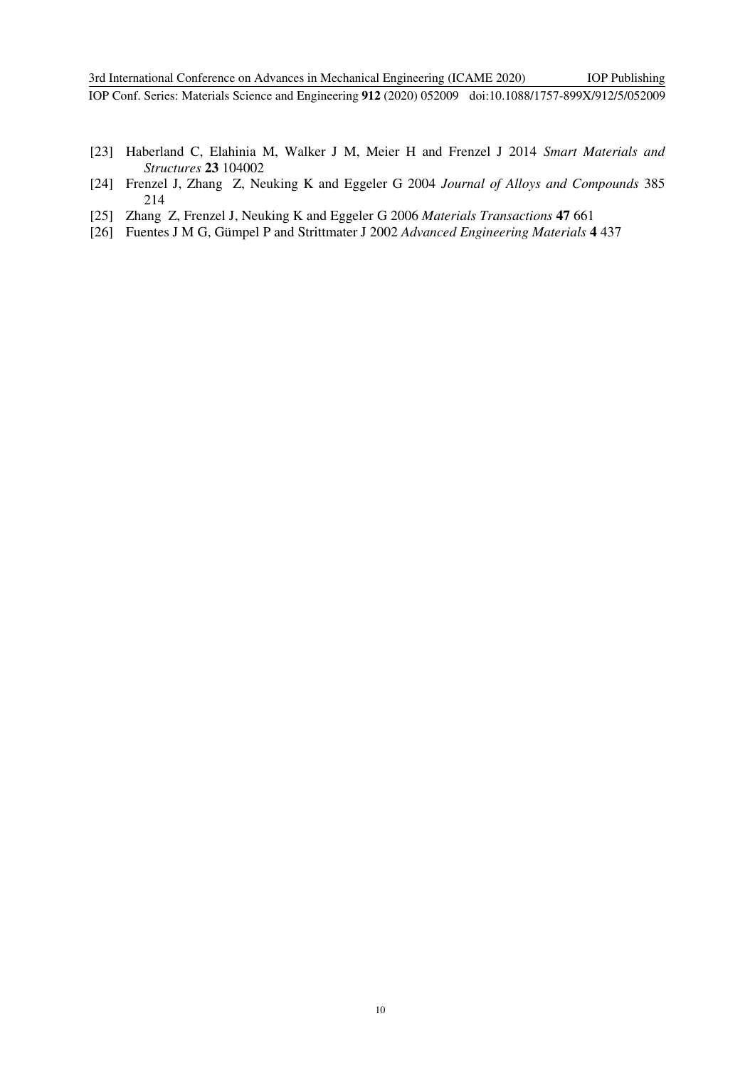[23] Haberland C, Elahinia M, Walker J M, Meier H and Frenzel J 2014 *Smart Materials and Structures* **23** 104002

[24] Frenzel J, Zhang Z, Neuking K and Eggeler G 2004 *Journal of Alloys and Compounds* 385 214

[25] Zhang Z, Frenzel J, Neuking K and Eggeler G 2006 *Materials Transactions* **47** 661

[26] Fuentes J M G, Gümpel P and Strittmater J 2002 *Advanced Engineering Materials* **4** 437